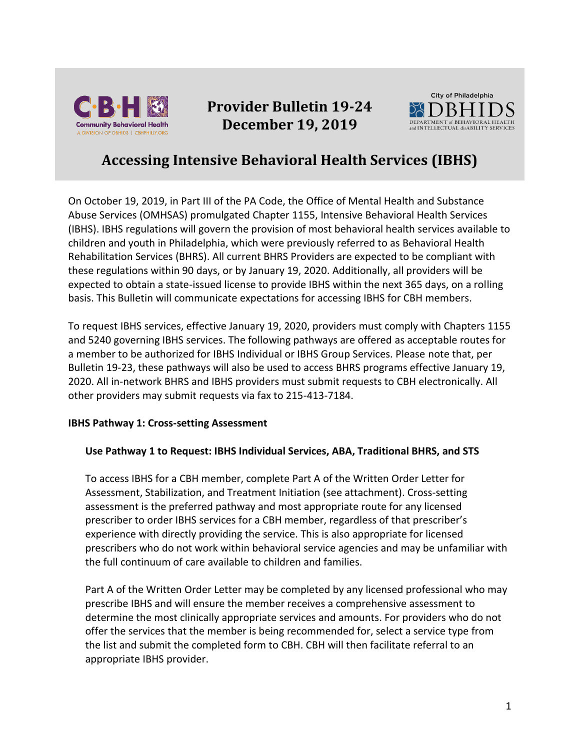**Provider Bulletin 19-24**
**December 19, 2019**

# Accessing Intensive Behavioral Health Services (IBHS)

On October 19, 2019, in Part III of the PA Code, the Office of Mental Health and Substance Abuse Services (OMHSAS) promulgated Chapter 1155, Intensive Behavioral Health Services (IBHS). IBHS regulations will govern the provision of most behavioral health services available to children and youth in Philadelphia, which were previously referred to as Behavioral Health Rehabilitation Services (BHRS). All current BHRS Providers are expected to be compliant with these regulations within 90 days, or by January 19, 2020. Additionally, all providers will be expected to obtain a state-issued license to provide IBHS within the next 365 days, on a rolling basis. This Bulletin will communicate expectations for accessing IBHS for CBH members.

To request IBHS services, effective January 19, 2020, providers must comply with Chapters 1155 and 5240 governing IBHS services. The following pathways are offered as acceptable routes for a member to be authorized for IBHS Individual or IBHS Group Services. Please note that, per Bulletin 19-23, these pathways will also be used to access BHRS programs effective January 19, 2020. All in-network BHRS and IBHS providers must submit requests to CBH electronically. All other providers may submit requests via fax to 215-413-7184.

**IBHS Pathway 1: Cross-setting Assessment**

**Use Pathway 1 to Request: IBHS Individual Services, ABA, Traditional BHRS, and STS**

To access IBHS for a CBH member, complete Part A of the Written Order Letter for Assessment, Stabilization, and Treatment Initiation (see attachment). Cross-setting assessment is the preferred pathway and most appropriate route for any licensed prescriber to order IBHS services for a CBH member, regardless of that prescriber's experience with directly providing the service. This is also appropriate for licensed prescribers who do not work within behavioral service agencies and may be unfamiliar with the full continuum of care available to children and families.

Part A of the Written Order Letter may be completed by any licensed professional who may prescribe IBHS and will ensure the member receives a comprehensive assessment to determine the most clinically appropriate services and amounts. For providers who do not offer the services that the member is being recommended for, select a service type from the list and submit the completed form to CBH. CBH will then facilitate referral to an appropriate IBHS provider.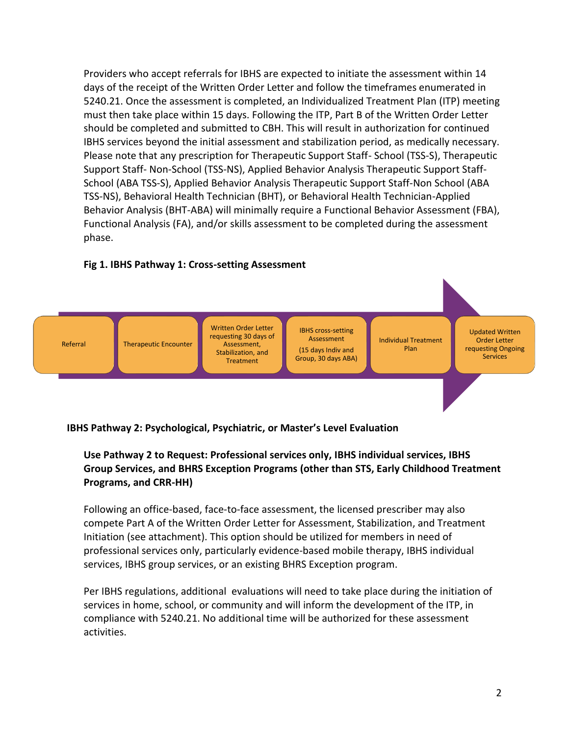Providers who accept referrals for IBHS are expected to initiate the assessment within 14 days of the receipt of the Written Order Letter and follow the timeframes enumerated in 5240.21. Once the assessment is completed, an Individualized Treatment Plan (ITP) meeting must then take place within 15 days. Following the ITP, Part B of the Written Order Letter should be completed and submitted to CBH. This will result in authorization for continued IBHS services beyond the initial assessment and stabilization period, as medically necessary. Please note that any prescription for Therapeutic Support Staff- School (TSS-S), Therapeutic Support Staff- Non-School (TSS-NS), Applied Behavior Analysis Therapeutic Support Staff-School (ABA TSS-S), Applied Behavior Analysis Therapeutic Support Staff-Non School (ABA TSS-NS), Behavioral Health Technician (BHT), or Behavioral Health Technician-Applied Behavior Analysis (BHT-ABA) will minimally require a Functional Behavior Assessment (FBA), Functional Analysis (FA), and/or skills assessment to be completed during the assessment phase.

**Fig 1. IBHS Pathway 1: Cross-setting Assessment**

Referral → Therapeutic Encounter → Written Order Letter requesting 30 days of Assessment, Stabilization, and Treatment → IBHS cross-setting Assessment (15 days Indiv and Group, 30 days ABA) → Individual Treatment Plan → Updated Written Order Letter requesting Ongoing Services

**IBHS Pathway 2: Psychological, Psychiatric, or Master's Level Evaluation**

**Use Pathway 2 to Request: Professional services only, IBHS individual services, IBHS Group Services, and BHRS Exception Programs (other than STS, Early Childhood Treatment Programs, and CRR-HH)**

Following an office-based, face-to-face assessment, the licensed prescriber may also compete Part A of the Written Order Letter for Assessment, Stabilization, and Treatment Initiation (see attachment). This option should be utilized for members in need of professional services only, particularly evidence-based mobile therapy, IBHS individual services, IBHS group services, or an existing BHRS Exception program.

Per IBHS regulations, additional evaluations will need to take place during the initiation of services in home, school, or community and will inform the development of the ITP, in compliance with 5240.21. No additional time will be authorized for these assessment activities.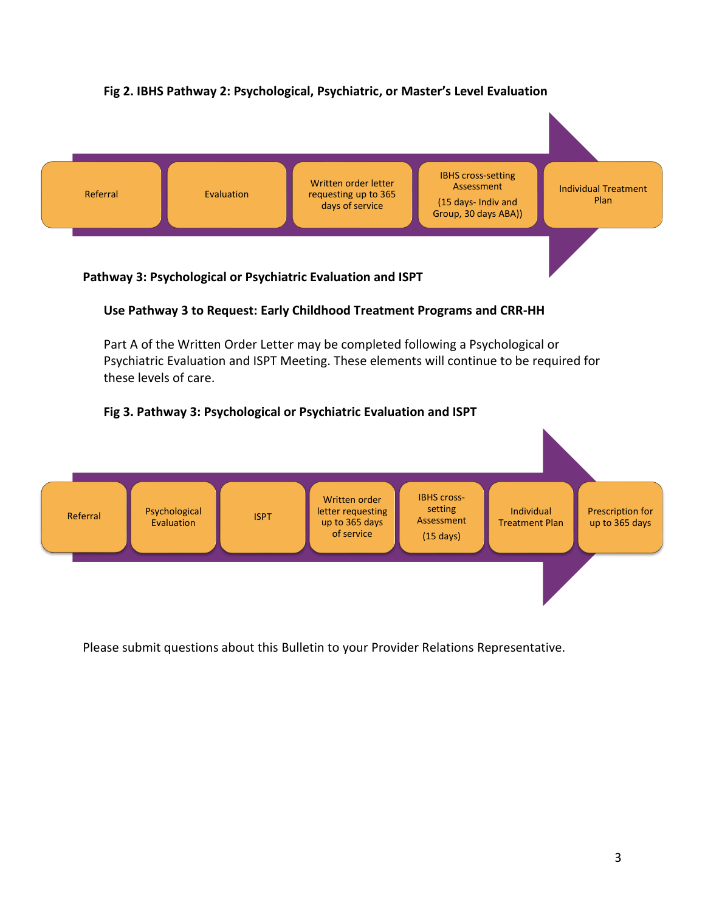**Fig 2. IBHS Pathway 2: Psychological, Psychiatric, or Master's Level Evaluation**

Referral

Evaluation

Written order letter requesting up to 365 days of service

IBHS cross-setting Assessment (15 days- Indiv and Group, 30 days ABA))

Individual Treatment Plan

**Pathway 3: Psychological or Psychiatric Evaluation and ISPT**

**Use Pathway 3 to Request: Early Childhood Treatment Programs and CRR-HH**

Part A of the Written Order Letter may be completed following a Psychological or Psychiatric Evaluation and ISPT Meeting. These elements will continue to be required for these levels of care.

**Fig 3. Pathway 3: Psychological or Psychiatric Evaluation and ISPT**

Referral

Psychological Evaluation

ISPT

Written order letter requesting up to 365 days of service

IBHS cross-setting Assessment (15 days)

Individual Treatment Plan

Prescription for up to 365 days

Please submit questions about this Bulletin to your Provider Relations Representative.